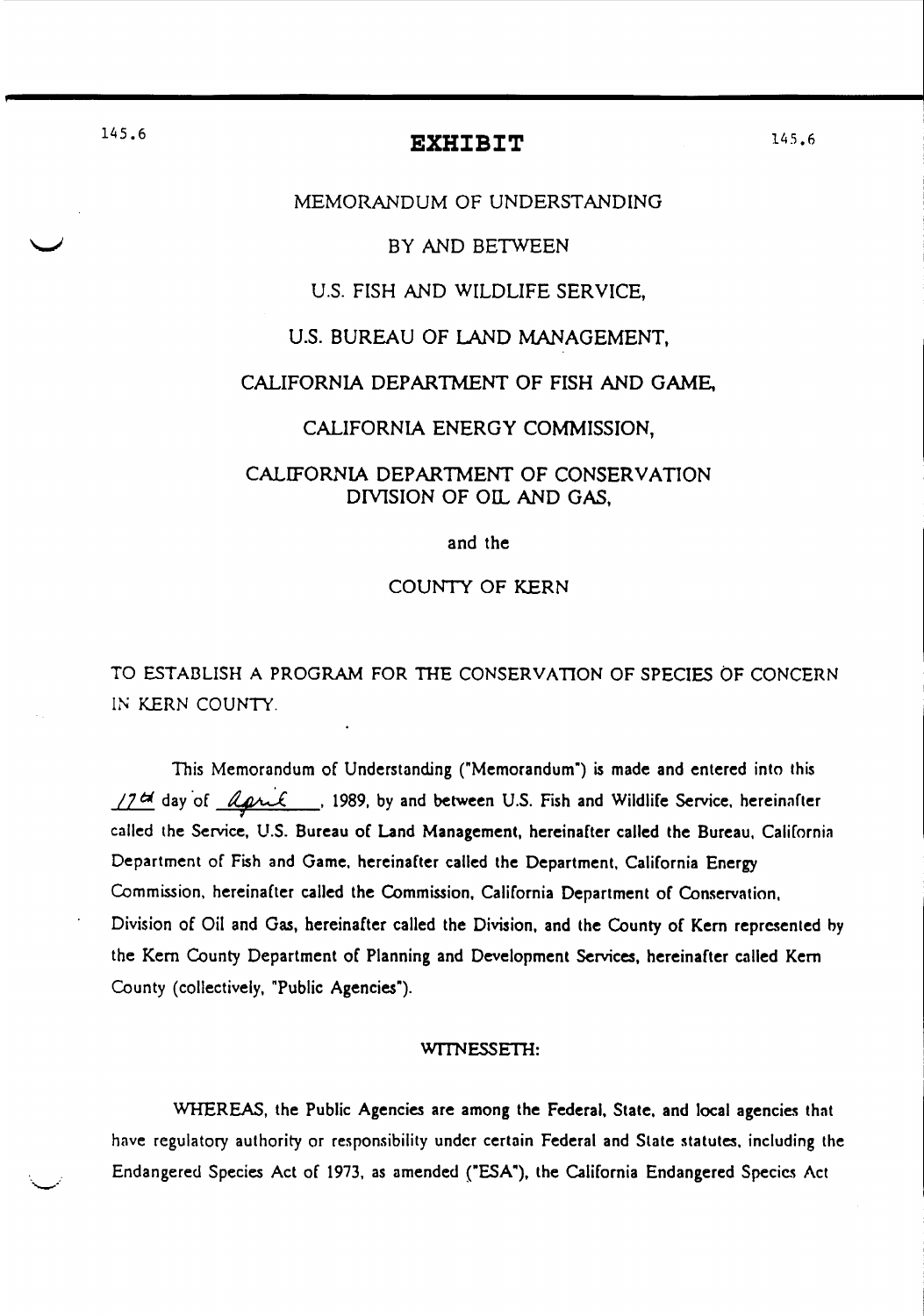145.6 **EXHIBIT** 145.6

MEMORANDUM OF UNDERSTANDING

BY AND BETWEEN

U.S. FISH AND WILDLIFE SERVICE,

U.S. BUREAU OF LAND MANAGEMENT,

CALIFORNIA DEPARTMENT OF FISH AND GAME,

CALIFORNIA ENERGY COMMISSION,

CALIFORNIA DEPARTMENT OF CONSERVATION
DIVISION OF OIL AND GAS,

and the

COUNTY OF KERN

TO ESTABLISH A PROGRAM FOR THE CONSERVATION OF SPECIES OF CONCERN IN KERN COUNTY.

This Memorandum of Understanding ("Memorandum") is made and entered into this 17th day of April, 1989, by and between U.S. Fish and Wildlife Service, hereinafter called the Service, U.S. Bureau of Land Management, hereinafter called the Bureau, California Department of Fish and Game, hereinafter called the Department, California Energy Commission, hereinafter called the Commission, California Department of Conservation, Division of Oil and Gas, hereinafter called the Division, and the County of Kern represented by the Kern County Department of Planning and Development Services, hereinafter called Kern County (collectively, "Public Agencies").

WITNESSETH:

WHEREAS, the Public Agencies are among the Federal, State, and local agencies that have regulatory authority or responsibility under certain Federal and State statutes, including the Endangered Species Act of 1973, as amended ("ESA"), the California Endangered Species Act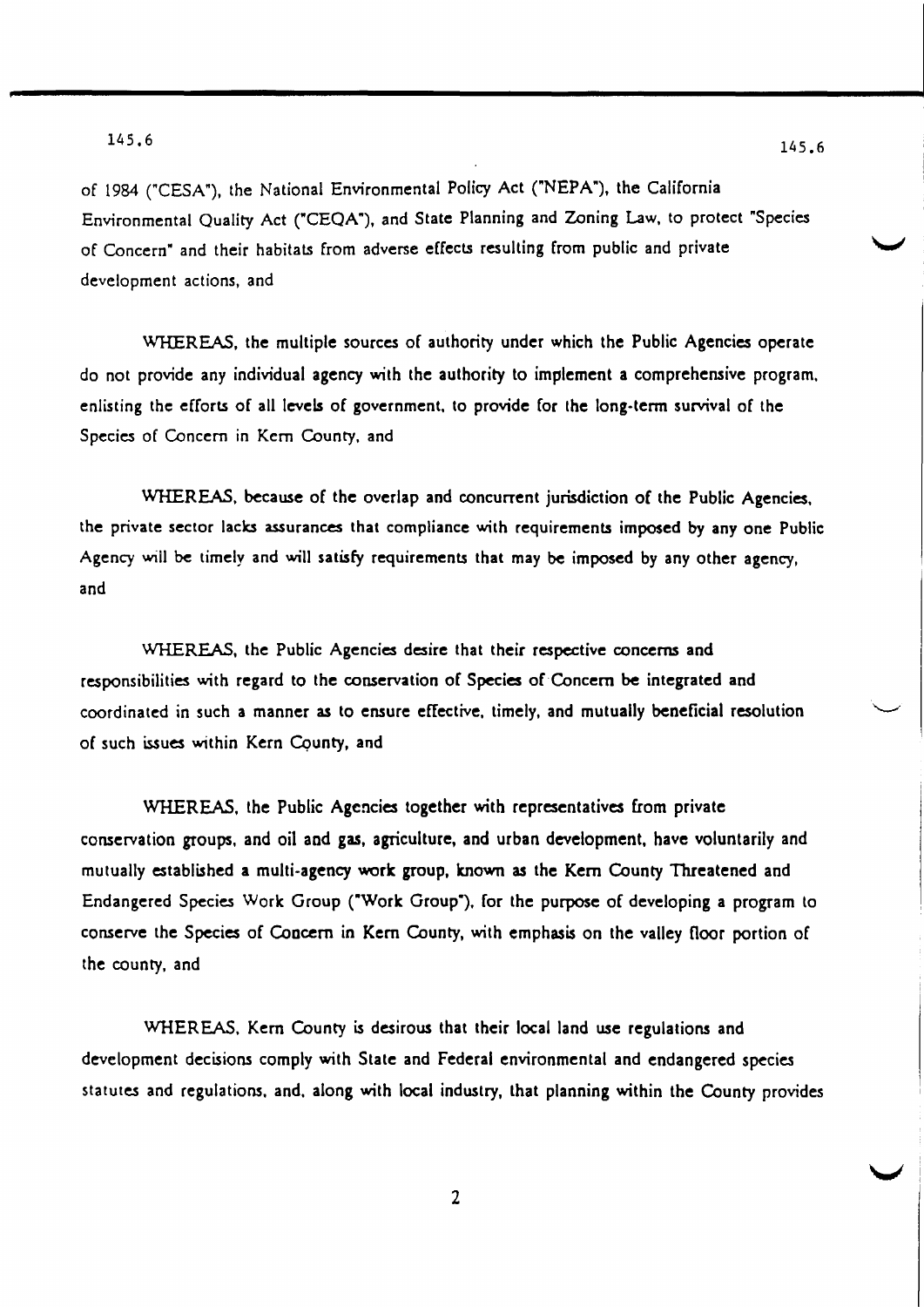of 1984 ("CESA"), the National Environmental Policy Act ("NEPA"), the California Environmental Quality Act ("CEQA"), and State Planning and Zoning Law, to protect "Species of Concern" and their habitats from adverse effects resulting from public and private development actions, and

WHEREAS, the multiple sources of authority under which the Public Agencies operate do not provide any individual agency with the authority to implement a comprehensive program, enlisting the efforts of all levels of government, to provide for the long-term survival of the Species of Concern in Kern County, and

WHEREAS, because of the overlap and concurrent jurisdiction of the Public Agencies, the private sector lacks assurances that compliance with requirements imposed by any one Public Agency will be timely and will satisfy requirements that may be imposed by any other agency, and

WHEREAS, the Public Agencies desire that their respective concerns and responsibilities with regard to the conservation of Species of Concern be integrated and coordinated in such a manner as to ensure effective, timely, and mutually beneficial resolution of such issues within Kern County, and

WHEREAS, the Public Agencies together with representatives from private conservation groups, and oil and gas, agriculture, and urban development, have voluntarily and mutually established a multi-agency work group, known as the Kern County Threatened and Endangered Species Work Group ("Work Group"), for the purpose of developing a program to conserve the Species of Concern in Kern County, with emphasis on the valley floor portion of the county, and

WHEREAS, Kern County is desirous that their local land use regulations and development decisions comply with State and Federal environmental and endangered species statutes and regulations, and, along with local industry, that planning within the County provides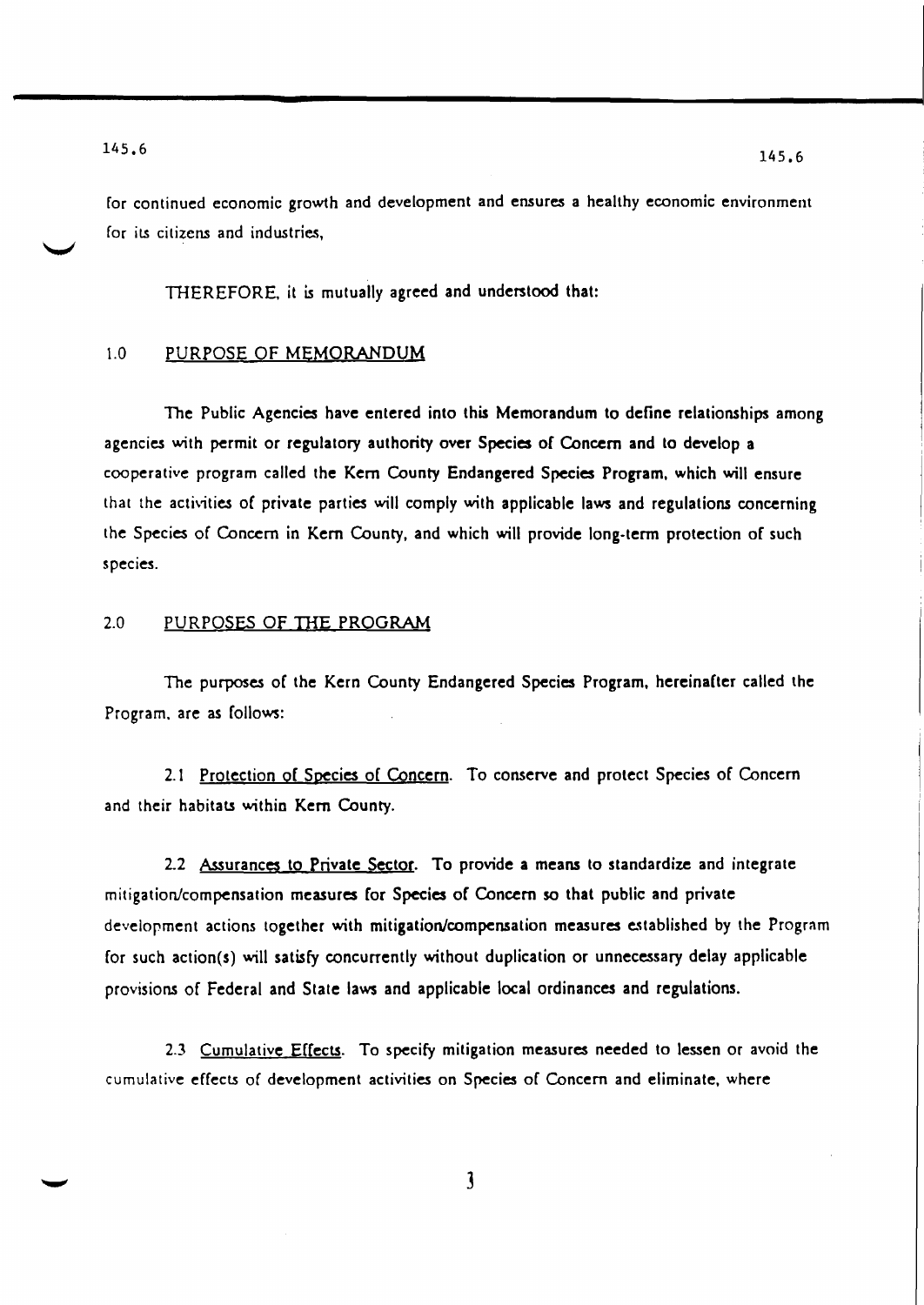for continued economic growth and development and ensures a healthy economic environment for its citizens and industries,

THEREFORE, it is mutually agreed and understood that:

## 1.0 PURPOSE OF MEMORANDUM

The Public Agencies have entered into this Memorandum to define relationships among agencies with permit or regulatory authority over Species of Concern and to develop a cooperative program called the Kern County Endangered Species Program, which will ensure that the activities of private parties will comply with applicable laws and regulations concerning the Species of Concern in Kern County, and which will provide long-term protection of such species.

## 2.0 PURPOSES OF THE PROGRAM

The purposes of the Kern County Endangered Species Program, hereinafter called the Program, are as follows:

2.1 Protection of Species of Concern. To conserve and protect Species of Concern and their habitats within Kern County.

2.2 Assurances to Private Sector. To provide a means to standardize and integrate mitigation/compensation measures for Species of Concern so that public and private development actions together with mitigation/compensation measures established by the Program for such action(s) will satisfy concurrently without duplication or unnecessary delay applicable provisions of Federal and State laws and applicable local ordinances and regulations.

2.3 Cumulative Effects. To specify mitigation measures needed to lessen or avoid the cumulative effects of development activities on Species of Concern and eliminate, where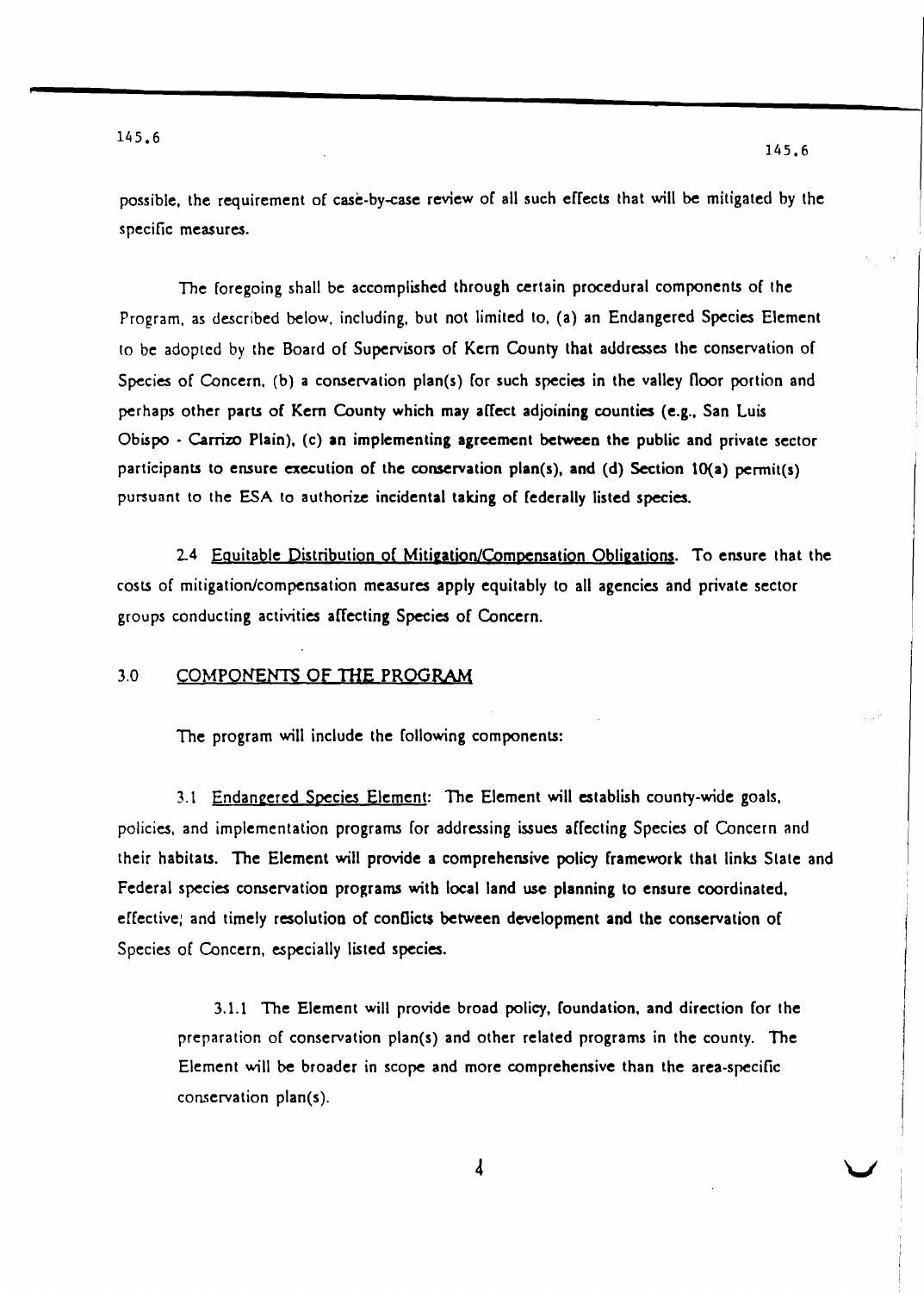possible, the requirement of case-by-case review of all such effects that will be mitigated by the specific measures.

The foregoing shall be accomplished through certain procedural components of the Program, as described below, including, but not limited to, (a) an Endangered Species Element to be adopted by the Board of Supervisors of Kern County that addresses the conservation of Species of Concern, (b) a conservation plan(s) for such species in the valley floor portion and perhaps other parts of Kern County which may affect adjoining counties (e.g., San Luis Obispo - Carrizo Plain), (c) an implementing agreement between the public and private sector participants to ensure execution of the conservation plan(s), and (d) Section 10(a) permit(s) pursuant to the ESA to authorize incidental taking of federally listed species.

2.4 Equitable Distribution of Mitigation/Compensation Obligations. To ensure that the costs of mitigation/compensation measures apply equitably to all agencies and private sector groups conducting activities affecting Species of Concern.

## 3.0 COMPONENTS OF THE PROGRAM

The program will include the following components:

3.1 Endangered Species Element: The Element will establish county-wide goals, policies, and implementation programs for addressing issues affecting Species of Concern and their habitats. The Element will provide a comprehensive policy framework that links State and Federal species conservation programs with local land use planning to ensure coordinated, effective, and timely resolution of conflicts between development and the conservation of Species of Concern, especially listed species.

3.1.1 The Element will provide broad policy, foundation, and direction for the preparation of conservation plan(s) and other related programs in the county. The Element will be broader in scope and more comprehensive than the area-specific conservation plan(s).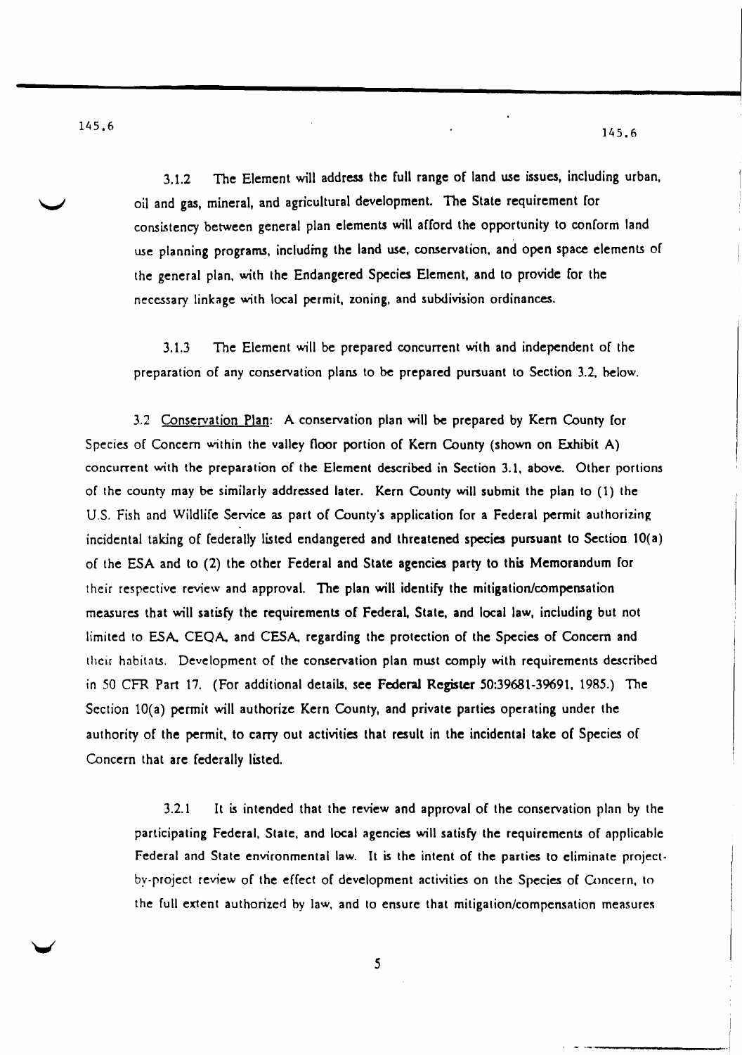3.1.2 The Element will address the full range of land use issues, including urban, oil and gas, mineral, and agricultural development. The State requirement for consistency between general plan elements will afford the opportunity to conform land use planning programs, including the land use, conservation, and open space elements of the general plan, with the Endangered Species Element, and to provide for the necessary linkage with local permit, zoning, and subdivision ordinances.

3.1.3 The Element will be prepared concurrent with and independent of the preparation of any conservation plans to be prepared pursuant to Section 3.2, below.

3.2 Conservation Plan: A conservation plan will be prepared by Kern County for Species of Concern within the valley floor portion of Kern County (shown on Exhibit A) concurrent with the preparation of the Element described in Section 3.1, above. Other portions of the county may be similarly addressed later. Kern County will submit the plan to (1) the U.S. Fish and Wildlife Service as part of County's application for a Federal permit authorizing incidental taking of federally listed endangered and threatened species pursuant to Section 10(a) of the ESA and to (2) the other Federal and State agencies party to this Memorandum for their respective review and approval. The plan will identify the mitigation/compensation measures that will satisfy the requirements of Federal, State, and local law, including but not limited to ESA, CEQA, and CESA, regarding the protection of the Species of Concern and their habitats. Development of the conservation plan must comply with requirements described in 50 CFR Part 17. (For additional details, see **Federal Register** 50:39681-39691, 1985.) The Section 10(a) permit will authorize Kern County, and private parties operating under the authority of the permit, to carry out activities that result in the incidental take of Species of Concern that are federally listed.

3.2.1 It is intended that the review and approval of the conservation plan by the participating Federal, State, and local agencies will satisfy the requirements of applicable Federal and State environmental law. It is the intent of the parties to eliminate project-by-project review of the effect of development activities on the Species of Concern, to the full extent authorized by law, and to ensure that mitigation/compensation measures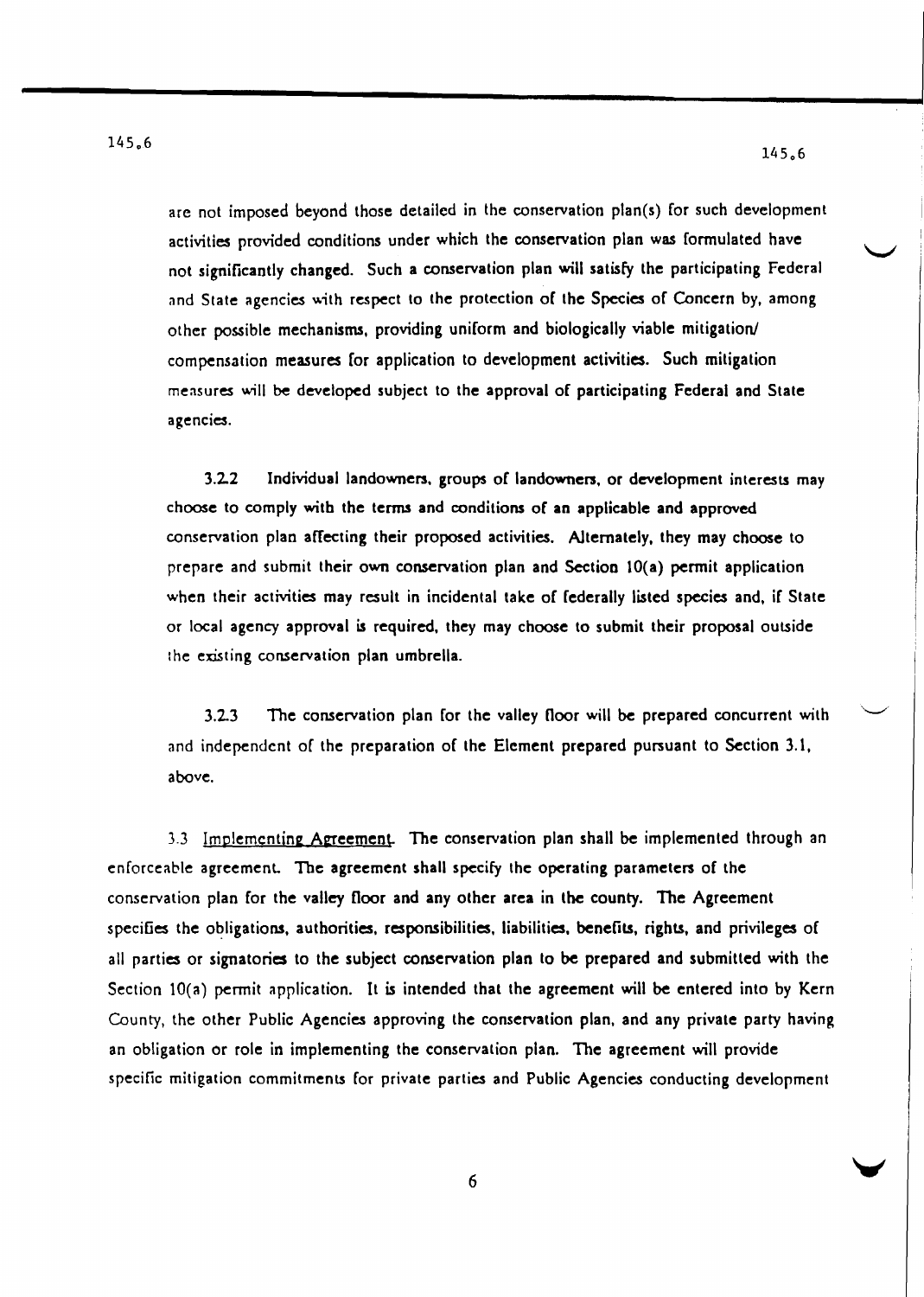are not imposed beyond those detailed in the conservation plan(s) for such development activities provided conditions under which the conservation plan was formulated have not significantly changed. Such a conservation plan will satisfy the participating Federal and State agencies with respect to the protection of the Species of Concern by, among other possible mechanisms, providing uniform and biologically viable mitigation/ compensation measures for application to development activities. Such mitigation measures will be developed subject to the approval of participating Federal and State agencies.

3.2.2 Individual landowners, groups of landowners, or development interests may choose to comply with the terms and conditions of an applicable and approved conservation plan affecting their proposed activities. Alternately, they may choose to prepare and submit their own conservation plan and Section 10(a) permit application when their activities may result in incidental take of federally listed species and, if State or local agency approval is required, they may choose to submit their proposal outside the existing conservation plan umbrella.

3.2.3 The conservation plan for the valley floor will be prepared concurrent with and independent of the preparation of the Element prepared pursuant to Section 3.1, above.

3.3 Implementing Agreement. The conservation plan shall be implemented through an enforceable agreement. The agreement shall specify the operating parameters of the conservation plan for the valley floor and any other area in the county. The Agreement specifies the obligations, authorities, responsibilities, liabilities, benefits, rights, and privileges of all parties or signatories to the subject conservation plan to be prepared and submitted with the Section 10(a) permit application. It is intended that the agreement will be entered into by Kern County, the other Public Agencies approving the conservation plan, and any private party having an obligation or role in implementing the conservation plan. The agreement will provide specific mitigation commitments for private parties and Public Agencies conducting development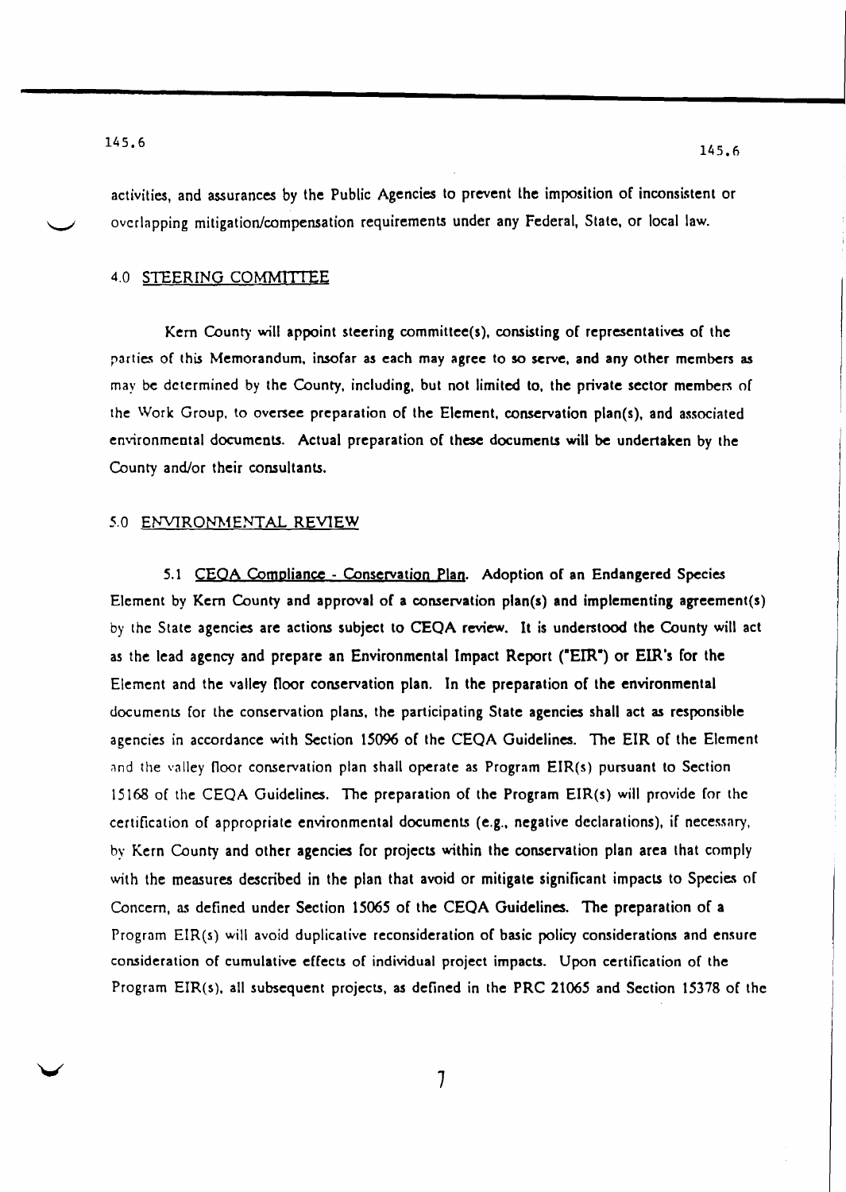activities, and assurances by the Public Agencies to prevent the imposition of inconsistent or overlapping mitigation/compensation requirements under any Federal, State, or local law.

## 4.0 STEERING COMMITTEE

Kern County will appoint steering committee(s), consisting of representatives of the parties of this Memorandum, insofar as each may agree to so serve, and any other members as may be determined by the County, including, but not limited to, the private sector members of the Work Group, to oversee preparation of the Element, conservation plan(s), and associated environmental documents. Actual preparation of these documents will be undertaken by the County and/or their consultants.

## 5.0 ENVIRONMENTAL REVIEW

5.1 CEQA Compliance - Conservation Plan. Adoption of an Endangered Species Element by Kern County and approval of a conservation plan(s) and implementing agreement(s) by the State agencies are actions subject to CEQA review. It is understood the County will act as the lead agency and prepare an Environmental Impact Report ("EIR") or EIR's for the Element and the valley floor conservation plan. In the preparation of the environmental documents for the conservation plans, the participating State agencies shall act as responsible agencies in accordance with Section 15096 of the CEQA Guidelines. The EIR of the Element and the valley floor conservation plan shall operate as Program EIR(s) pursuant to Section 15168 of the CEQA Guidelines. The preparation of the Program EIR(s) will provide for the certification of appropriate environmental documents (e.g., negative declarations), if necessary, by Kern County and other agencies for projects within the conservation plan area that comply with the measures described in the plan that avoid or mitigate significant impacts to Species of Concern, as defined under Section 15065 of the CEQA Guidelines. The preparation of a Program EIR(s) will avoid duplicative reconsideration of basic policy considerations and ensure consideration of cumulative effects of individual project impacts. Upon certification of the Program EIR(s), all subsequent projects, as defined in the PRC 21065 and Section 15378 of the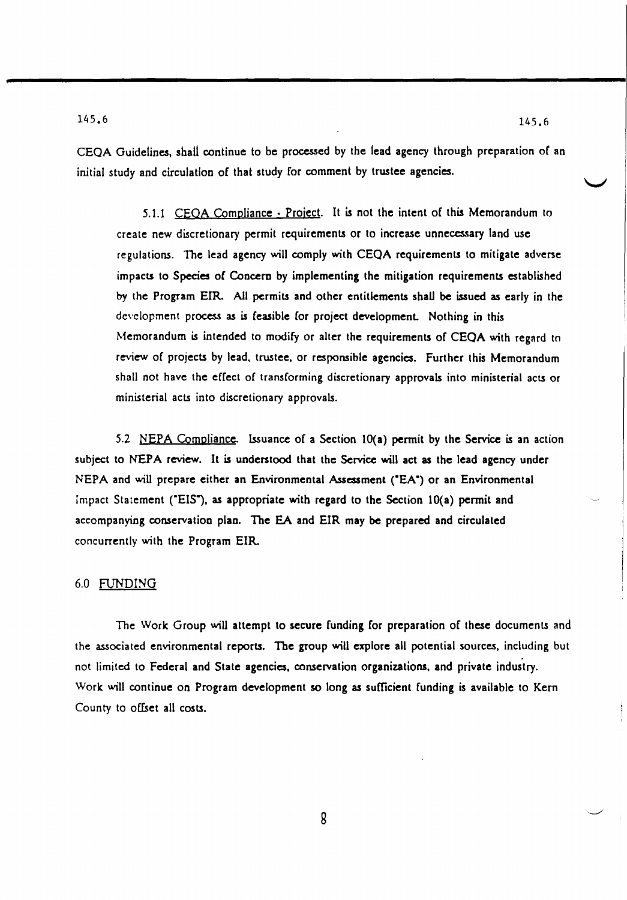CEQA Guidelines, shall continue to be processed by the lead agency through preparation of an initial study and circulation of that study for comment by trustee agencies.

5.1.1 CEQA Compliance - Project. It is not the intent of this Memorandum to create new discretionary permit requirements or to increase unnecessary land use regulations. The lead agency will comply with CEQA requirements to mitigate adverse impacts to Species of Concern by implementing the mitigation requirements established by the Program EIR. All permits and other entitlements shall be issued as early in the development process as is feasible for project development. Nothing in this Memorandum is intended to modify or alter the requirements of CEQA with regard to review of projects by lead, trustee, or responsible agencies. Further this Memorandum shall not have the effect of transforming discretionary approvals into ministerial acts or ministerial acts into discretionary approvals.

5.2 NEPA Compliance. Issuance of a Section 10(a) permit by the Service is an action subject to NEPA review. It is understood that the Service will act as the lead agency under NEPA and will prepare either an Environmental Assessment ("EA") or an Environmental Impact Statement ("EIS"), as appropriate with regard to the Section 10(a) permit and accompanying conservation plan. The EA and EIR may be prepared and circulated concurrently with the Program EIR.

## 6.0 FUNDING

The Work Group will attempt to secure funding for preparation of these documents and the associated environmental reports. The group will explore all potential sources, including but not limited to Federal and State agencies, conservation organizations, and private industry. Work will continue on Program development so long as sufficient funding is available to Kern County to offset all costs.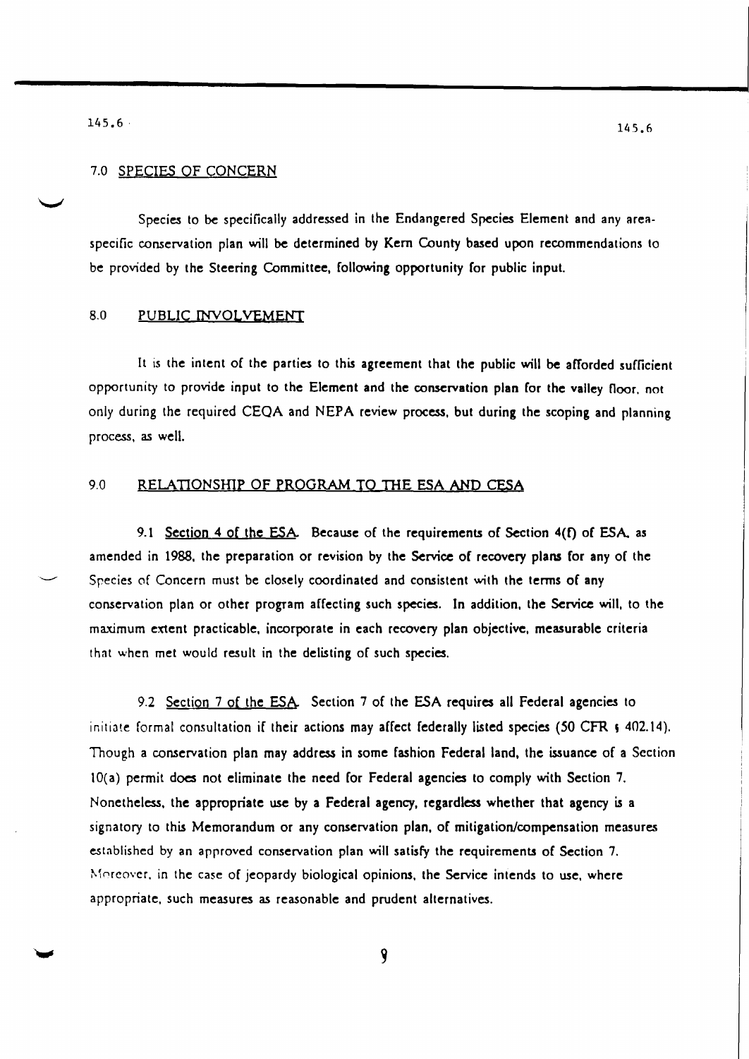## 7.0 SPECIES OF CONCERN

Species to be specifically addressed in the Endangered Species Element and any area-specific conservation plan will be determined by Kern County based upon recommendations to be provided by the Steering Committee, following opportunity for public input.

## 8.0 PUBLIC INVOLVEMENT

It is the intent of the parties to this agreement that the public will be afforded sufficient opportunity to provide input to the Element and the conservation plan for the valley floor, not only during the required CEQA and NEPA review process, but during the scoping and planning process, as well.

## 9.0 RELATIONSHIP OF PROGRAM TO THE ESA AND CESA

9.1 Section 4 of the ESA. Because of the requirements of Section 4(f) of ESA, as amended in 1988, the preparation or revision by the Service of recovery plans for any of the Species of Concern must be closely coordinated and consistent with the terms of any conservation plan or other program affecting such species. In addition, the Service will, to the maximum extent practicable, incorporate in each recovery plan objective, measurable criteria that when met would result in the delisting of such species.

9.2 Section 7 of the ESA. Section 7 of the ESA requires all Federal agencies to initiate formal consultation if their actions may affect federally listed species (50 CFR § 402.14). Though a conservation plan may address in some fashion Federal land, the issuance of a Section 10(a) permit does not eliminate the need for Federal agencies to comply with Section 7. Nonetheless, the appropriate use by a Federal agency, regardless whether that agency is a signatory to this Memorandum or any conservation plan, of mitigation/compensation measures established by an approved conservation plan will satisfy the requirements of Section 7. Moreover, in the case of jeopardy biological opinions, the Service intends to use, where appropriate, such measures as reasonable and prudent alternatives.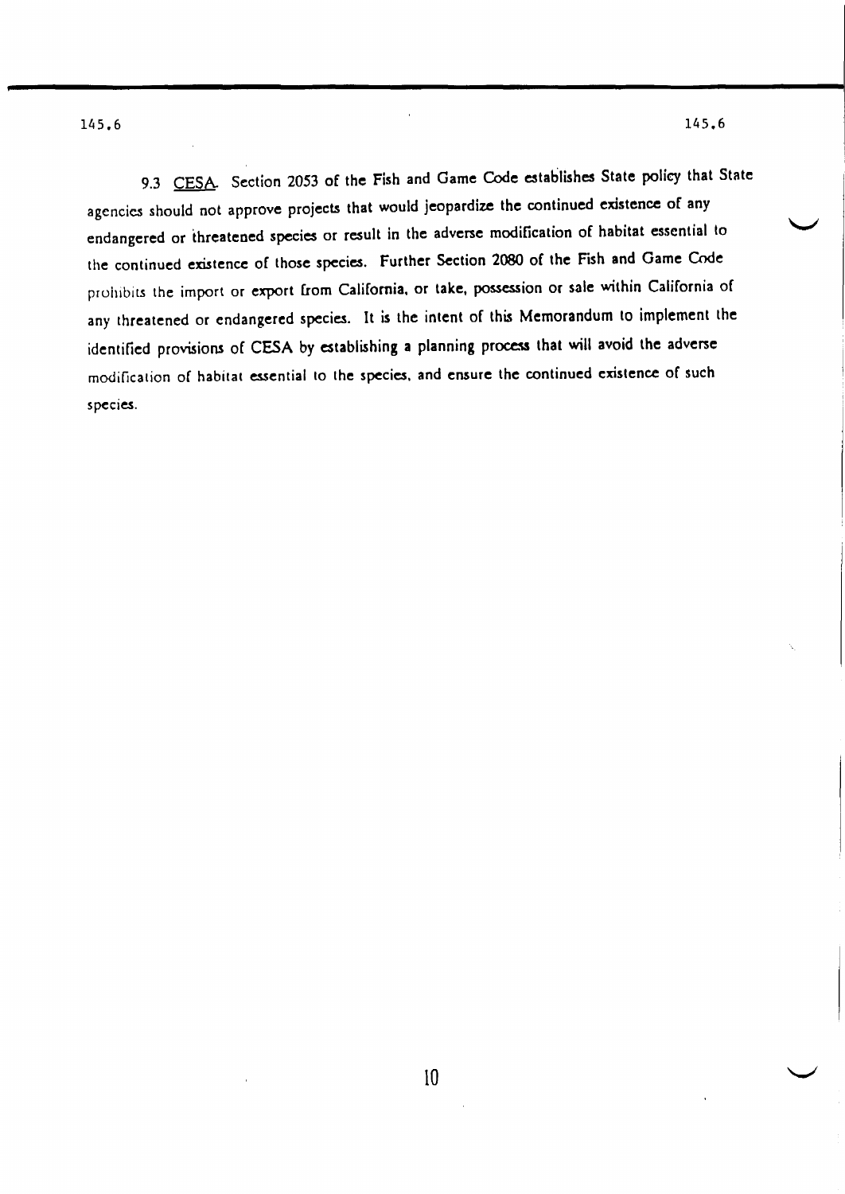9.3 CESA. Section 2053 of the Fish and Game Code establishes State policy that State agencies should not approve projects that would jeopardize the continued existence of any endangered or threatened species or result in the adverse modification of habitat essential to the continued existence of those species. Further Section 2080 of the Fish and Game Code prohibits the import or export from California, or take, possession or sale within California of any threatened or endangered species. It is the intent of this Memorandum to implement the identified provisions of CESA by establishing a planning process that will avoid the adverse modification of habitat essential to the species, and ensure the continued existence of such species.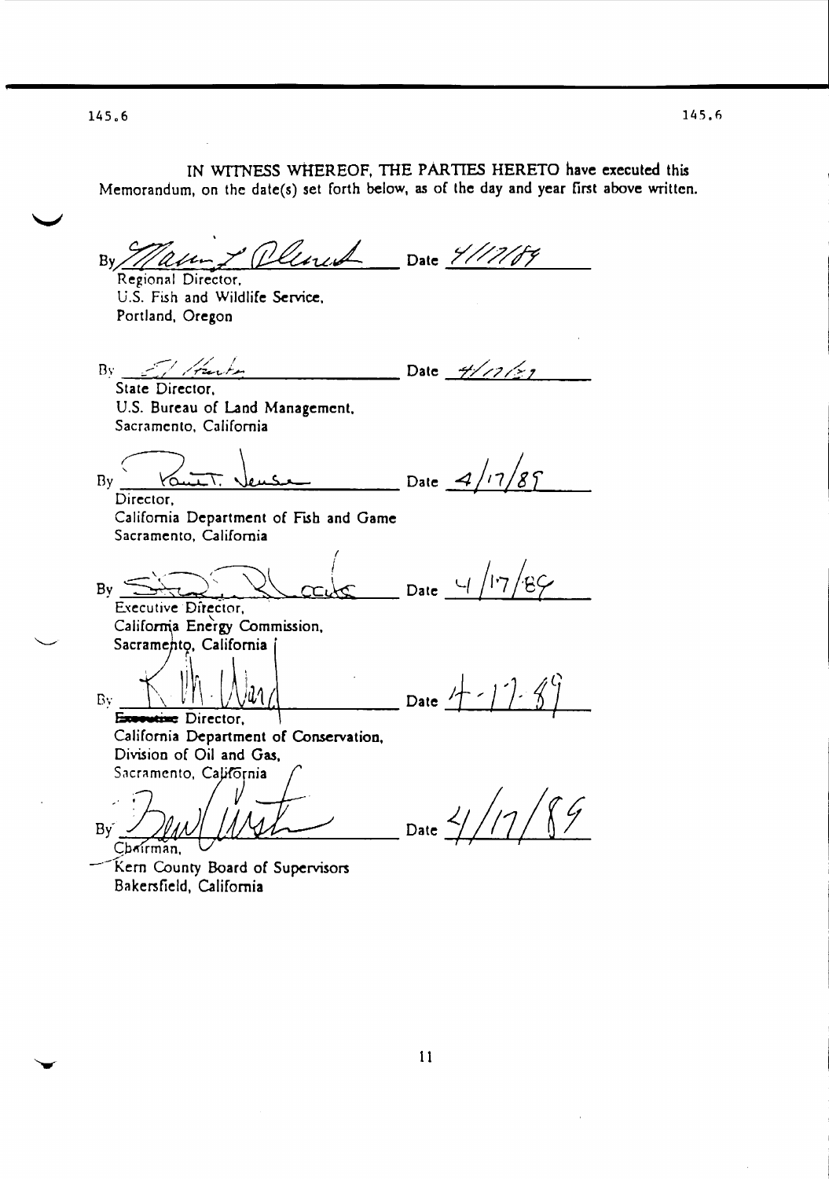IN WITNESS WHEREOF, THE PARTIES HERETO have executed this Memorandum, on the date(s) set forth below, as of the day and year first above written.

By _______________________ Date 4/17/89
Regional Director,
U.S. Fish and Wildlife Service,
Portland, Oregon

By _______________________ Date 4/17/89
State Director,
U.S. Bureau of Land Management,
Sacramento, California

By _______________________ Date 4/17/89
Director,
California Department of Fish and Game
Sacramento, California

By _______________________ Date 4/17/89
Executive Director,
California Energy Commission,
Sacramento, California

By _______________________ Date 4-17-89
~~Executive~~ Director,
California Department of Conservation,
Division of Oil and Gas,
Sacramento, California

By _______________________ Date 4/17/89
Chairman,
Kern County Board of Supervisors
Bakersfield, California